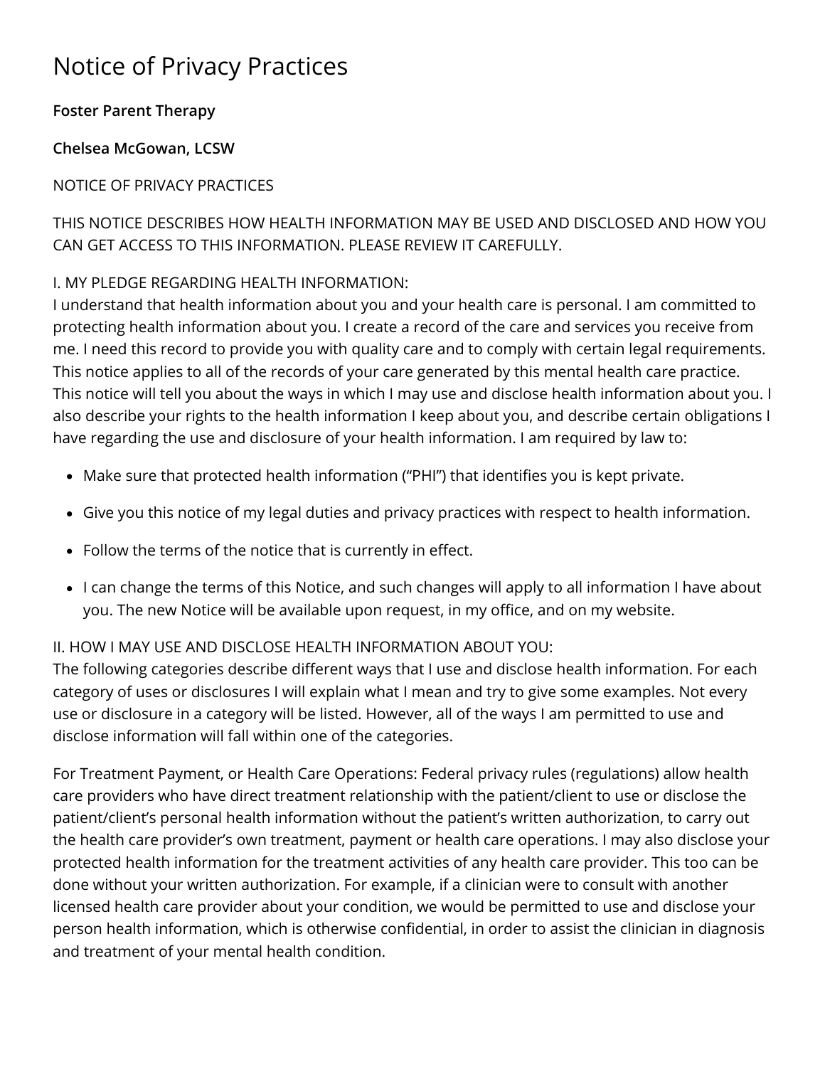# Notice of Privacy Practices

**Foster Parent Therapy**

**Chelsea McGowan, LCSW**

NOTICE OF PRIVACY PRACTICES

THIS NOTICE DESCRIBES HOW HEALTH INFORMATION MAY BE USED AND DISCLOSED AND HOW YOU CAN GET ACCESS TO THIS INFORMATION. PLEASE REVIEW IT CAREFULLY.

I. MY PLEDGE REGARDING HEALTH INFORMATION:
I understand that health information about you and your health care is personal. I am committed to protecting health information about you. I create a record of the care and services you receive from me. I need this record to provide you with quality care and to comply with certain legal requirements. This notice applies to all of the records of your care generated by this mental health care practice. This notice will tell you about the ways in which I may use and disclose health information about you. I also describe your rights to the health information I keep about you, and describe certain obligations I have regarding the use and disclosure of your health information. I am required by law to:

- Make sure that protected health information ("PHI") that identifies you is kept private.
- Give you this notice of my legal duties and privacy practices with respect to health information.
- Follow the terms of the notice that is currently in effect.
- I can change the terms of this Notice, and such changes will apply to all information I have about you. The new Notice will be available upon request, in my office, and on my website.

II. HOW I MAY USE AND DISCLOSE HEALTH INFORMATION ABOUT YOU:
The following categories describe different ways that I use and disclose health information. For each category of uses or disclosures I will explain what I mean and try to give some examples. Not every use or disclosure in a category will be listed. However, all of the ways I am permitted to use and disclose information will fall within one of the categories.

For Treatment Payment, or Health Care Operations: Federal privacy rules (regulations) allow health care providers who have direct treatment relationship with the patient/client to use or disclose the patient/client's personal health information without the patient's written authorization, to carry out the health care provider's own treatment, payment or health care operations. I may also disclose your protected health information for the treatment activities of any health care provider. This too can be done without your written authorization. For example, if a clinician were to consult with another licensed health care provider about your condition, we would be permitted to use and disclose your person health information, which is otherwise confidential, in order to assist the clinician in diagnosis and treatment of your mental health condition.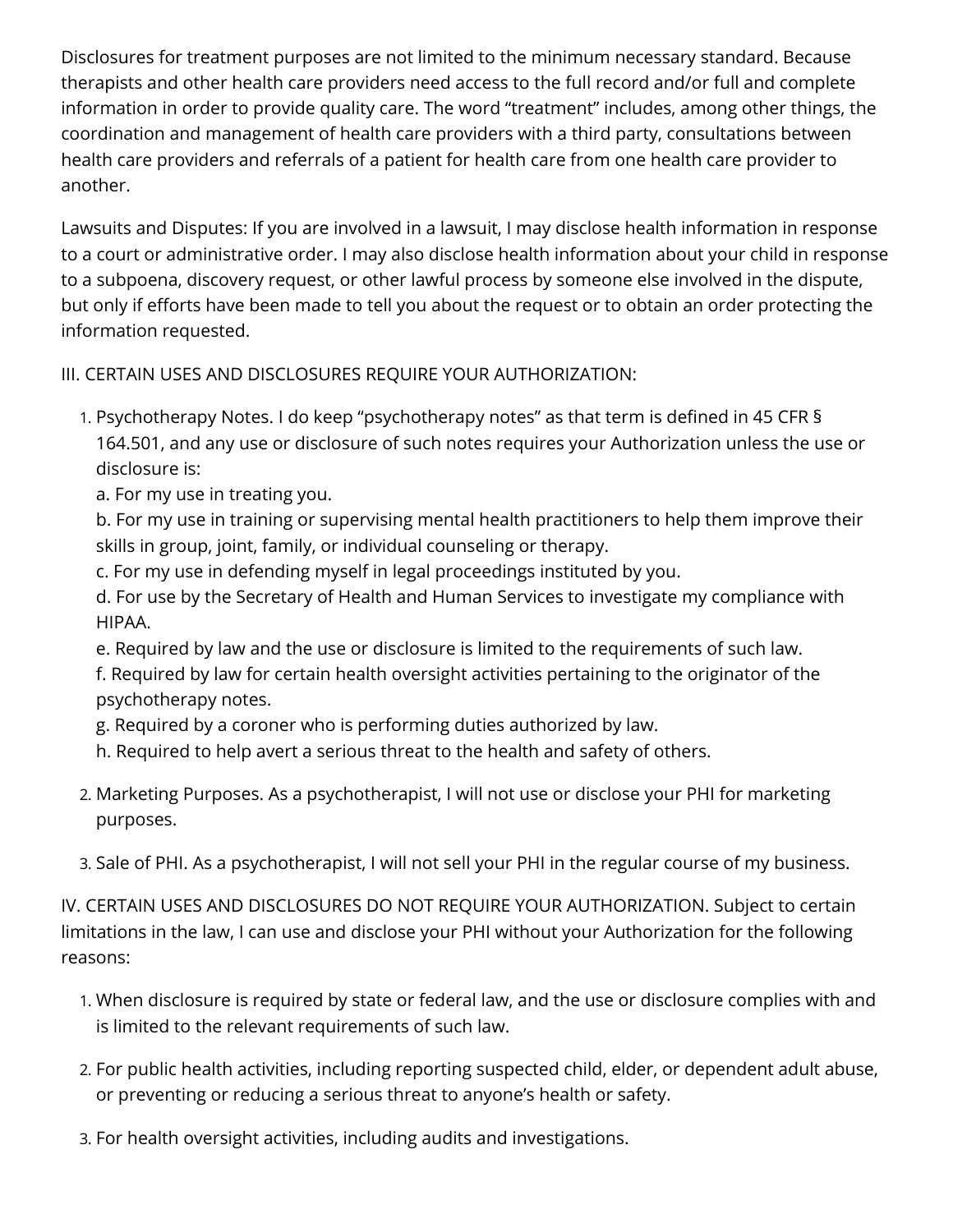Disclosures for treatment purposes are not limited to the minimum necessary standard. Because therapists and other health care providers need access to the full record and/or full and complete information in order to provide quality care. The word "treatment" includes, among other things, the coordination and management of health care providers with a third party, consultations between health care providers and referrals of a patient for health care from one health care provider to another.

Lawsuits and Disputes: If you are involved in a lawsuit, I may disclose health information in response to a court or administrative order. I may also disclose health information about your child in response to a subpoena, discovery request, or other lawful process by someone else involved in the dispute, but only if efforts have been made to tell you about the request or to obtain an order protecting the information requested.

III. CERTAIN USES AND DISCLOSURES REQUIRE YOUR AUTHORIZATION:

1. Psychotherapy Notes. I do keep "psychotherapy notes" as that term is defined in 45 CFR § 164.501, and any use or disclosure of such notes requires your Authorization unless the use or disclosure is:
   a. For my use in treating you.
   b. For my use in training or supervising mental health practitioners to help them improve their skills in group, joint, family, or individual counseling or therapy.
   c. For my use in defending myself in legal proceedings instituted by you.
   d. For use by the Secretary of Health and Human Services to investigate my compliance with HIPAA.
   e. Required by law and the use or disclosure is limited to the requirements of such law.
   f. Required by law for certain health oversight activities pertaining to the originator of the psychotherapy notes.
   g. Required by a coroner who is performing duties authorized by law.
   h. Required to help avert a serious threat to the health and safety of others.

2. Marketing Purposes. As a psychotherapist, I will not use or disclose your PHI for marketing purposes.

3. Sale of PHI. As a psychotherapist, I will not sell your PHI in the regular course of my business.

IV. CERTAIN USES AND DISCLOSURES DO NOT REQUIRE YOUR AUTHORIZATION. Subject to certain limitations in the law, I can use and disclose your PHI without your Authorization for the following reasons:

1. When disclosure is required by state or federal law, and the use or disclosure complies with and is limited to the relevant requirements of such law.

2. For public health activities, including reporting suspected child, elder, or dependent adult abuse, or preventing or reducing a serious threat to anyone's health or safety.

3. For health oversight activities, including audits and investigations.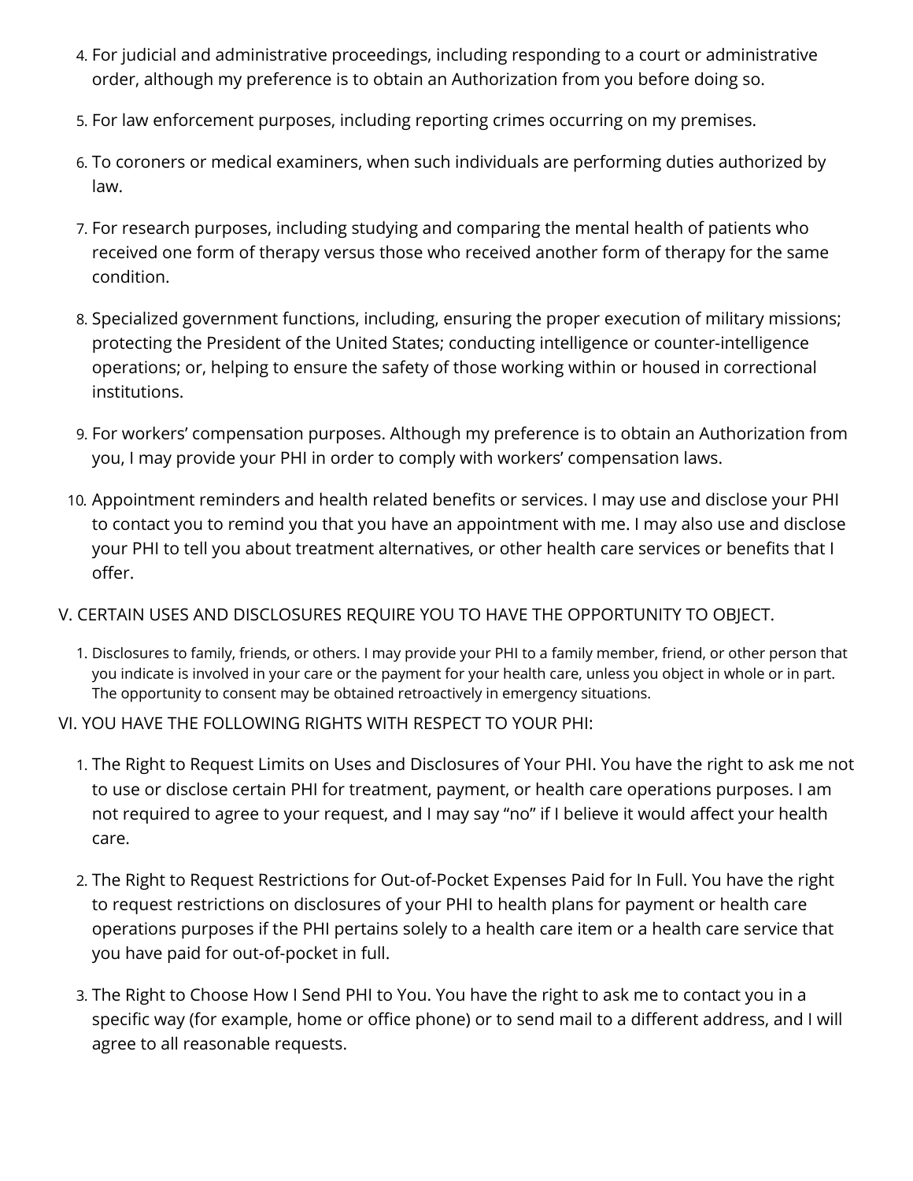4. For judicial and administrative proceedings, including responding to a court or administrative order, although my preference is to obtain an Authorization from you before doing so.
5. For law enforcement purposes, including reporting crimes occurring on my premises.
6. To coroners or medical examiners, when such individuals are performing duties authorized by law.
7. For research purposes, including studying and comparing the mental health of patients who received one form of therapy versus those who received another form of therapy for the same condition.
8. Specialized government functions, including, ensuring the proper execution of military missions; protecting the President of the United States; conducting intelligence or counter-intelligence operations; or, helping to ensure the safety of those working within or housed in correctional institutions.
9. For workers' compensation purposes. Although my preference is to obtain an Authorization from you, I may provide your PHI in order to comply with workers' compensation laws.
10. Appointment reminders and health related benefits or services. I may use and disclose your PHI to contact you to remind you that you have an appointment with me. I may also use and disclose your PHI to tell you about treatment alternatives, or other health care services or benefits that I offer.

V. CERTAIN USES AND DISCLOSURES REQUIRE YOU TO HAVE THE OPPORTUNITY TO OBJECT.

1. Disclosures to family, friends, or others. I may provide your PHI to a family member, friend, or other person that you indicate is involved in your care or the payment for your health care, unless you object in whole or in part. The opportunity to consent may be obtained retroactively in emergency situations.

VI. YOU HAVE THE FOLLOWING RIGHTS WITH RESPECT TO YOUR PHI:

1. The Right to Request Limits on Uses and Disclosures of Your PHI. You have the right to ask me not to use or disclose certain PHI for treatment, payment, or health care operations purposes. I am not required to agree to your request, and I may say "no" if I believe it would affect your health care.
2. The Right to Request Restrictions for Out-of-Pocket Expenses Paid for In Full. You have the right to request restrictions on disclosures of your PHI to health plans for payment or health care operations purposes if the PHI pertains solely to a health care item or a health care service that you have paid for out-of-pocket in full.
3. The Right to Choose How I Send PHI to You. You have the right to ask me to contact you in a specific way (for example, home or office phone) or to send mail to a different address, and I will agree to all reasonable requests.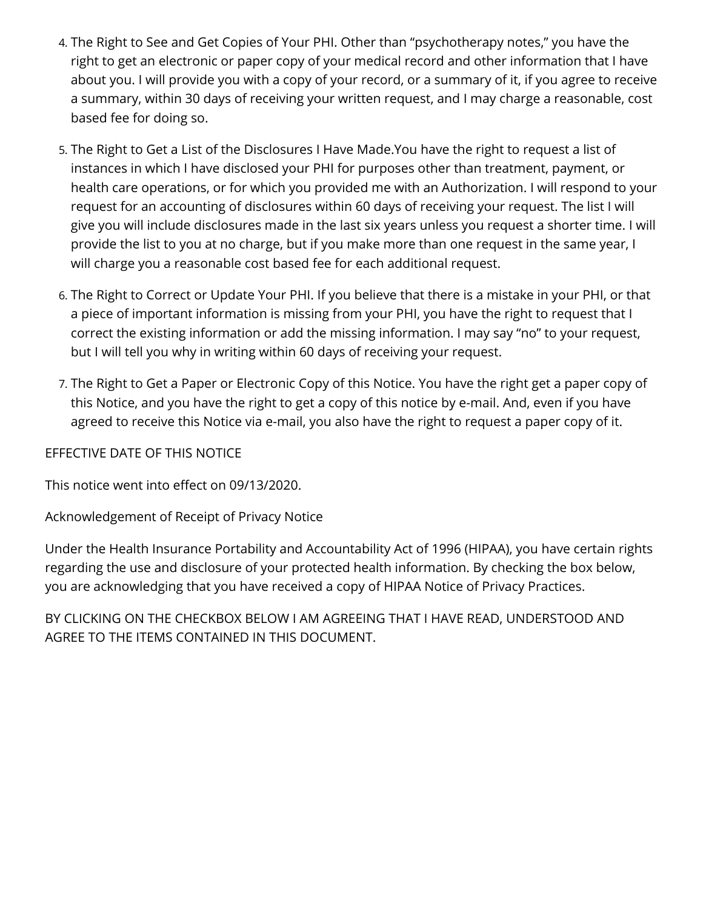4. The Right to See and Get Copies of Your PHI. Other than "psychotherapy notes," you have the right to get an electronic or paper copy of your medical record and other information that I have about you. I will provide you with a copy of your record, or a summary of it, if you agree to receive a summary, within 30 days of receiving your written request, and I may charge a reasonable, cost based fee for doing so.
5. The Right to Get a List of the Disclosures I Have Made.You have the right to request a list of instances in which I have disclosed your PHI for purposes other than treatment, payment, or health care operations, or for which you provided me with an Authorization. I will respond to your request for an accounting of disclosures within 60 days of receiving your request. The list I will give you will include disclosures made in the last six years unless you request a shorter time. I will provide the list to you at no charge, but if you make more than one request in the same year, I will charge you a reasonable cost based fee for each additional request.
6. The Right to Correct or Update Your PHI. If you believe that there is a mistake in your PHI, or that a piece of important information is missing from your PHI, you have the right to request that I correct the existing information or add the missing information. I may say "no" to your request, but I will tell you why in writing within 60 days of receiving your request.
7. The Right to Get a Paper or Electronic Copy of this Notice. You have the right get a paper copy of this Notice, and you have the right to get a copy of this notice by e-mail. And, even if you have agreed to receive this Notice via e-mail, you also have the right to request a paper copy of it.

EFFECTIVE DATE OF THIS NOTICE

This notice went into effect on 09/13/2020.

Acknowledgement of Receipt of Privacy Notice

Under the Health Insurance Portability and Accountability Act of 1996 (HIPAA), you have certain rights regarding the use and disclosure of your protected health information. By checking the box below, you are acknowledging that you have received a copy of HIPAA Notice of Privacy Practices.

BY CLICKING ON THE CHECKBOX BELOW I AM AGREEING THAT I HAVE READ, UNDERSTOOD AND AGREE TO THE ITEMS CONTAINED IN THIS DOCUMENT.